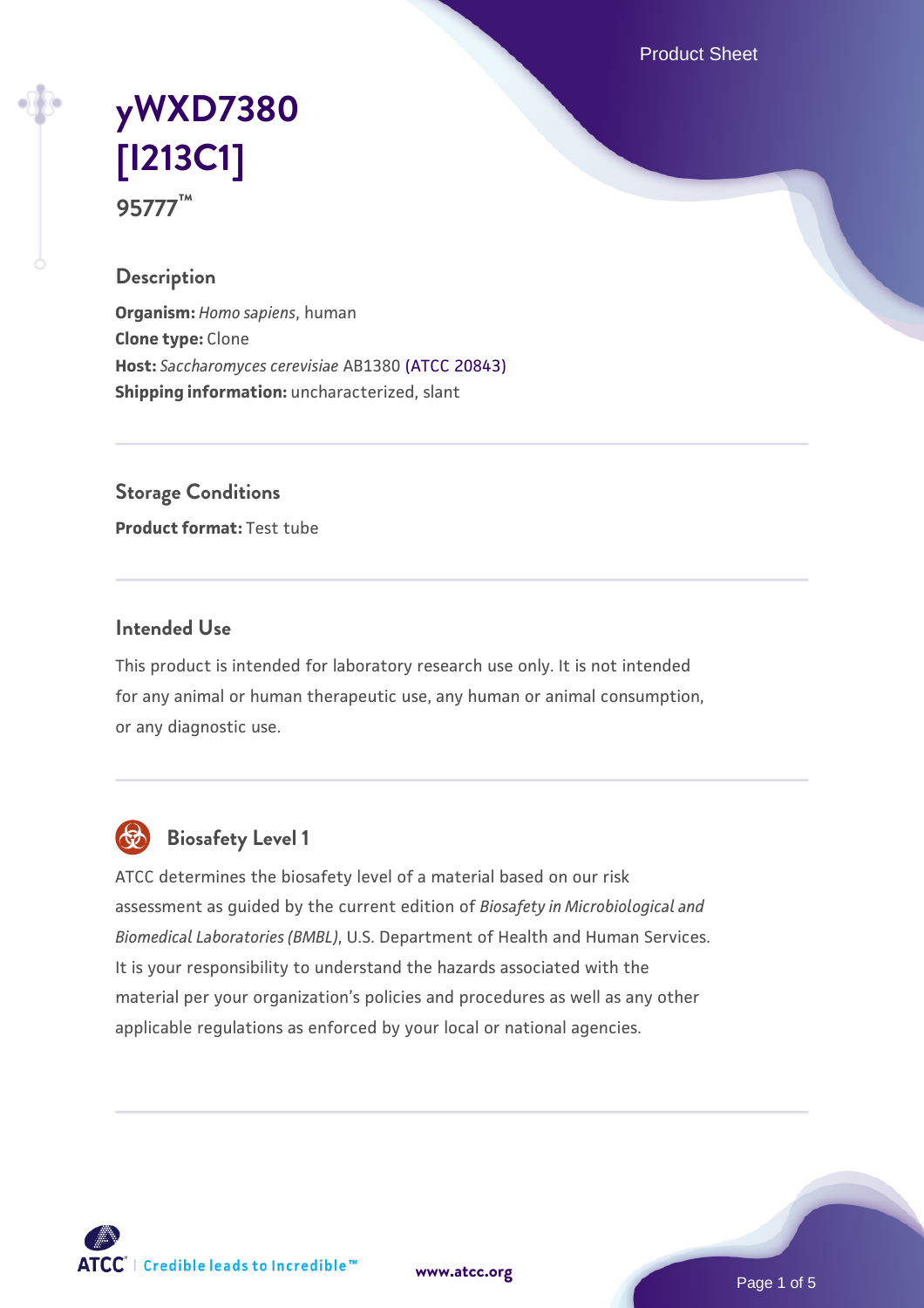# yWXD7380 [I213C1]

95777™

## Description

**Organism:** *Homo sapiens*, human
**Clone type:** Clone
**Host:** *Saccharomyces cerevisiae* AB1380 (ATCC 20843)
**Shipping information:** uncharacterized, slant

## Storage Conditions

**Product format:** Test tube

## Intended Use

This product is intended for laboratory research use only. It is not intended for any animal or human therapeutic use, any human or animal consumption, or any diagnostic use.

## Biosafety Level 1

ATCC determines the biosafety level of a material based on our risk assessment as guided by the current edition of *Biosafety in Microbiological and Biomedical Laboratories (BMBL)*, U.S. Department of Health and Human Services. It is your responsibility to understand the hazards associated with the material per your organization's policies and procedures as well as any other applicable regulations as enforced by your local or national agencies.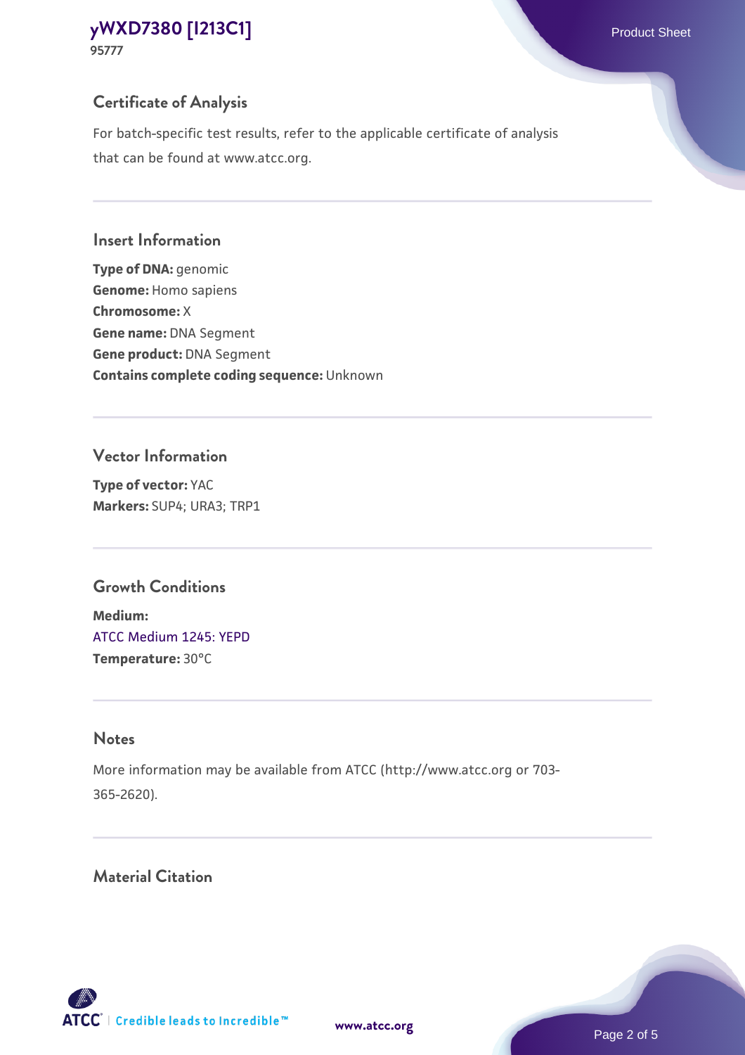## Certificate of Analysis

For batch-specific test results, refer to the applicable certificate of analysis that can be found at www.atcc.org.

## Insert Information

**Type of DNA:** genomic
**Genome:** Homo sapiens
**Chromosome:** X
**Gene name:** DNA Segment
**Gene product:** DNA Segment
**Contains complete coding sequence:** Unknown

## Vector Information

**Type of vector:** YAC
**Markers:** SUP4; URA3; TRP1

## Growth Conditions

**Medium:**
ATCC Medium 1245: YEPD
**Temperature:** 30°C

## Notes

More information may be available from ATCC (http://www.atcc.org or 703-365-2620).

## Material Citation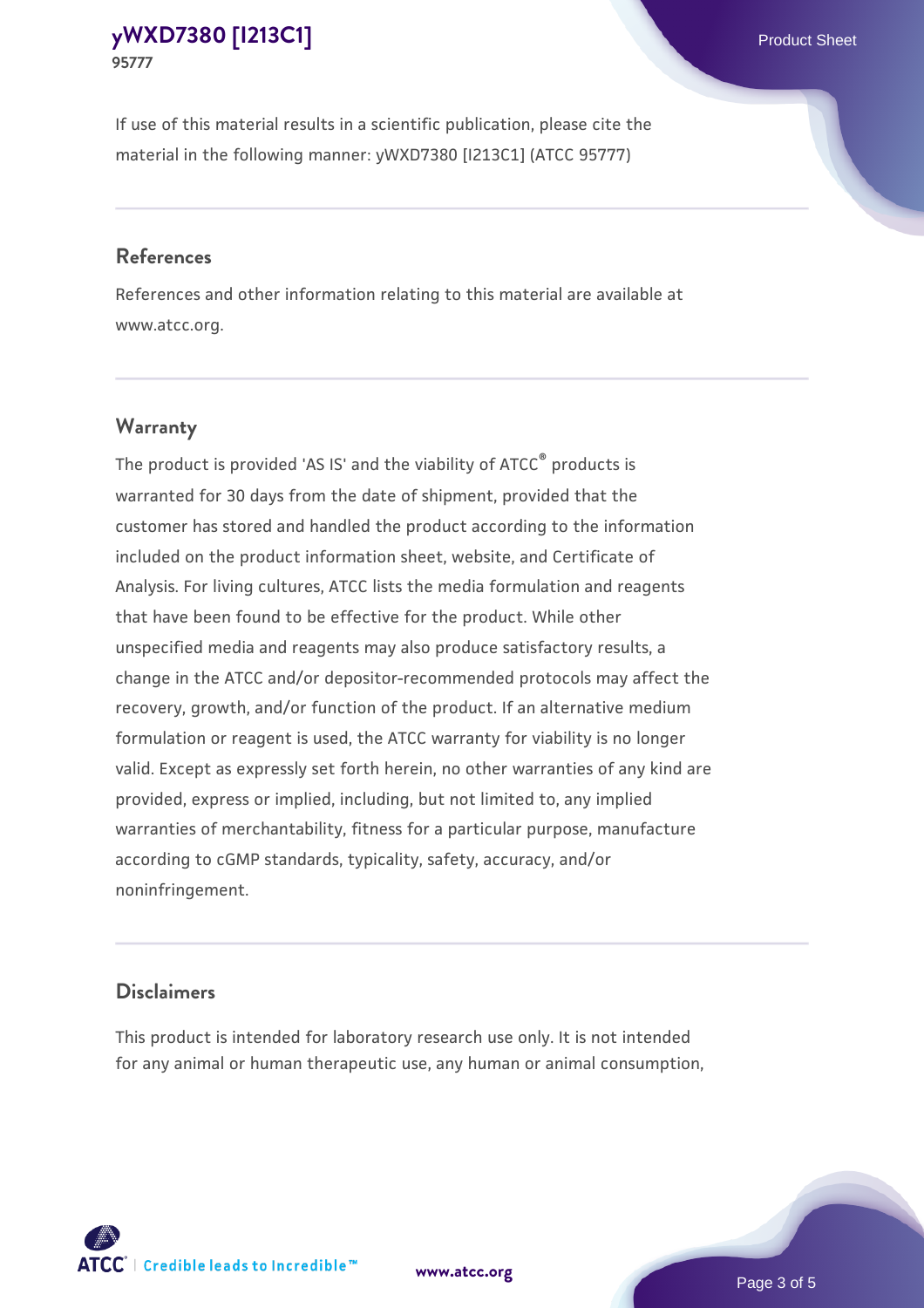If use of this material results in a scientific publication, please cite the material in the following manner: yWXD7380 [I213C1] (ATCC 95777)

## References

References and other information relating to this material are available at www.atcc.org.

## Warranty

The product is provided 'AS IS' and the viability of ATCC® products is warranted for 30 days from the date of shipment, provided that the customer has stored and handled the product according to the information included on the product information sheet, website, and Certificate of Analysis. For living cultures, ATCC lists the media formulation and reagents that have been found to be effective for the product. While other unspecified media and reagents may also produce satisfactory results, a change in the ATCC and/or depositor-recommended protocols may affect the recovery, growth, and/or function of the product. If an alternative medium formulation or reagent is used, the ATCC warranty for viability is no longer valid. Except as expressly set forth herein, no other warranties of any kind are provided, express or implied, including, but not limited to, any implied warranties of merchantability, fitness for a particular purpose, manufacture according to cGMP standards, typicality, safety, accuracy, and/or noninfringement.

## Disclaimers

This product is intended for laboratory research use only. It is not intended for any animal or human therapeutic use, any human or animal consumption,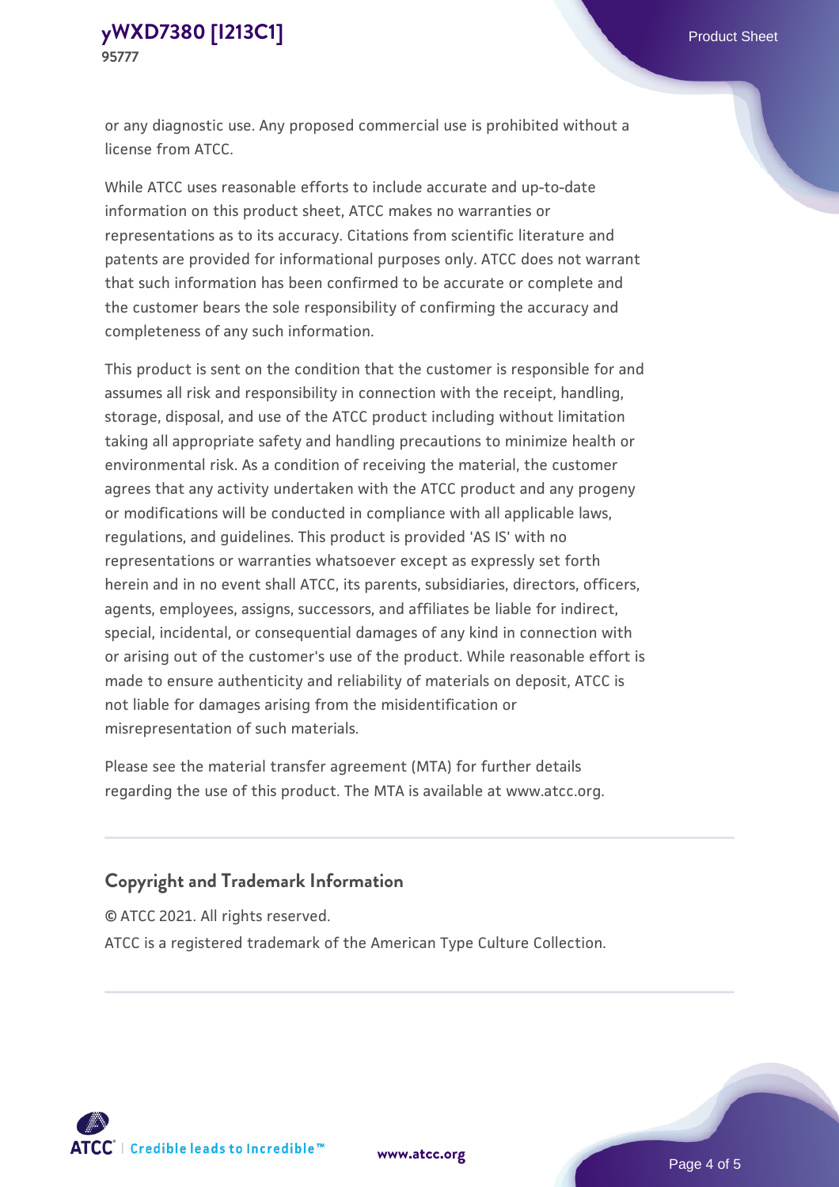or any diagnostic use. Any proposed commercial use is prohibited without a license from ATCC.

While ATCC uses reasonable efforts to include accurate and up-to-date information on this product sheet, ATCC makes no warranties or representations as to its accuracy. Citations from scientific literature and patents are provided for informational purposes only. ATCC does not warrant that such information has been confirmed to be accurate or complete and the customer bears the sole responsibility of confirming the accuracy and completeness of any such information.

This product is sent on the condition that the customer is responsible for and assumes all risk and responsibility in connection with the receipt, handling, storage, disposal, and use of the ATCC product including without limitation taking all appropriate safety and handling precautions to minimize health or environmental risk. As a condition of receiving the material, the customer agrees that any activity undertaken with the ATCC product and any progeny or modifications will be conducted in compliance with all applicable laws, regulations, and guidelines. This product is provided 'AS IS' with no representations or warranties whatsoever except as expressly set forth herein and in no event shall ATCC, its parents, subsidiaries, directors, officers, agents, employees, assigns, successors, and affiliates be liable for indirect, special, incidental, or consequential damages of any kind in connection with or arising out of the customer's use of the product. While reasonable effort is made to ensure authenticity and reliability of materials on deposit, ATCC is not liable for damages arising from the misidentification or misrepresentation of such materials.

Please see the material transfer agreement (MTA) for further details regarding the use of this product. The MTA is available at www.atcc.org.

## Copyright and Trademark Information

© ATCC 2021. All rights reserved.

ATCC is a registered trademark of the American Type Culture Collection.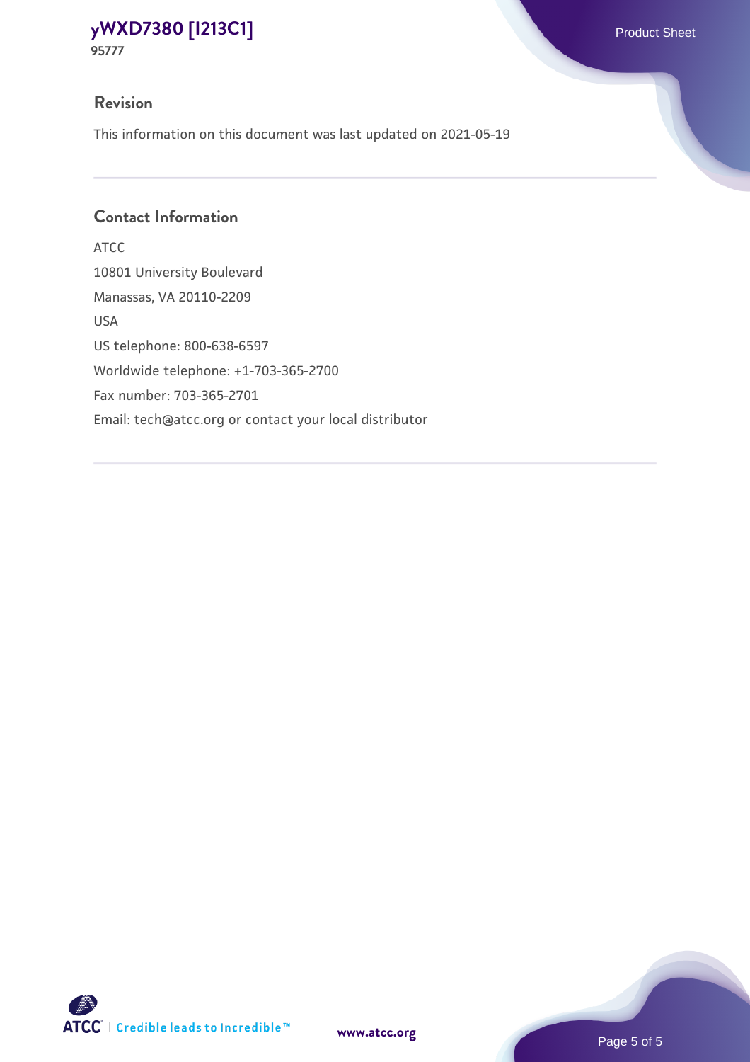## Revision

This information on this document was last updated on 2021-05-19

## Contact Information

ATCC
10801 University Boulevard
Manassas, VA 20110-2209
USA
US telephone: 800-638-6597
Worldwide telephone: +1-703-365-2700
Fax number: 703-365-2701
Email: tech@atcc.org or contact your local distributor